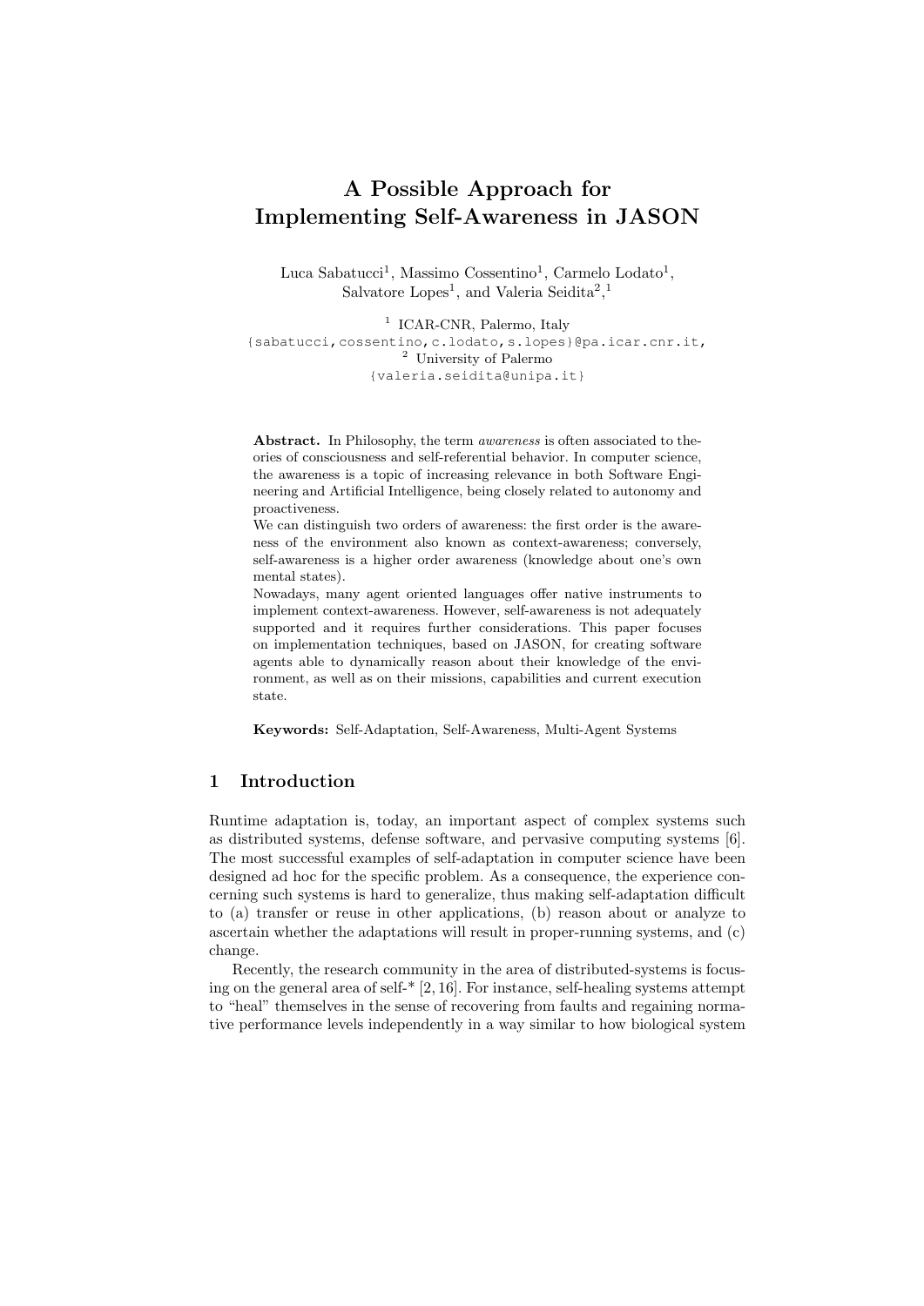# A Possible Approach for Implementing Self-Awareness in JASON

Luca Sabatucci[1], Massimo Cossentino[1], Carmelo Lodato[1], Salvatore Lopes[1], and Valeria Seidita[2,1]

[1] ICAR-CNR, Palermo, Italy
{sabatucci,cossentino,c.lodato,s.lopes}@pa.icar.cnr.it,
[2] University of Palermo
{valeria.seidita@unipa.it}

**Abstract.** In Philosophy, the term *awareness* is often associated to theories of consciousness and self-referential behavior. In computer science, the awareness is a topic of increasing relevance in both Software Engineering and Artificial Intelligence, being closely related to autonomy and proactiveness.
We can distinguish two orders of awareness: the first order is the awareness of the environment also known as context-awareness; conversely, self-awareness is a higher order awareness (knowledge about one's own mental states).
Nowadays, many agent oriented languages offer native instruments to implement context-awareness. However, self-awareness is not adequately supported and it requires further considerations. This paper focuses on implementation techniques, based on JASON, for creating software agents able to dynamically reason about their knowledge of the environment, as well as on their missions, capabilities and current execution state.

**Keywords:** Self-Adaptation, Self-Awareness, Multi-Agent Systems

## 1 Introduction

Runtime adaptation is, today, an important aspect of complex systems such as distributed systems, defense software, and pervasive computing systems [6]. The most successful examples of self-adaptation in computer science have been designed ad hoc for the specific problem. As a consequence, the experience concerning such systems is hard to generalize, thus making self-adaptation difficult to (a) transfer or reuse in other applications, (b) reason about or analyze to ascertain whether the adaptations will result in proper-running systems, and (c) change.

Recently, the research community in the area of distributed-systems is focusing on the general area of self-* [2, 16]. For instance, self-healing systems attempt to "heal" themselves in the sense of recovering from faults and regaining normative performance levels independently in a way similar to how biological system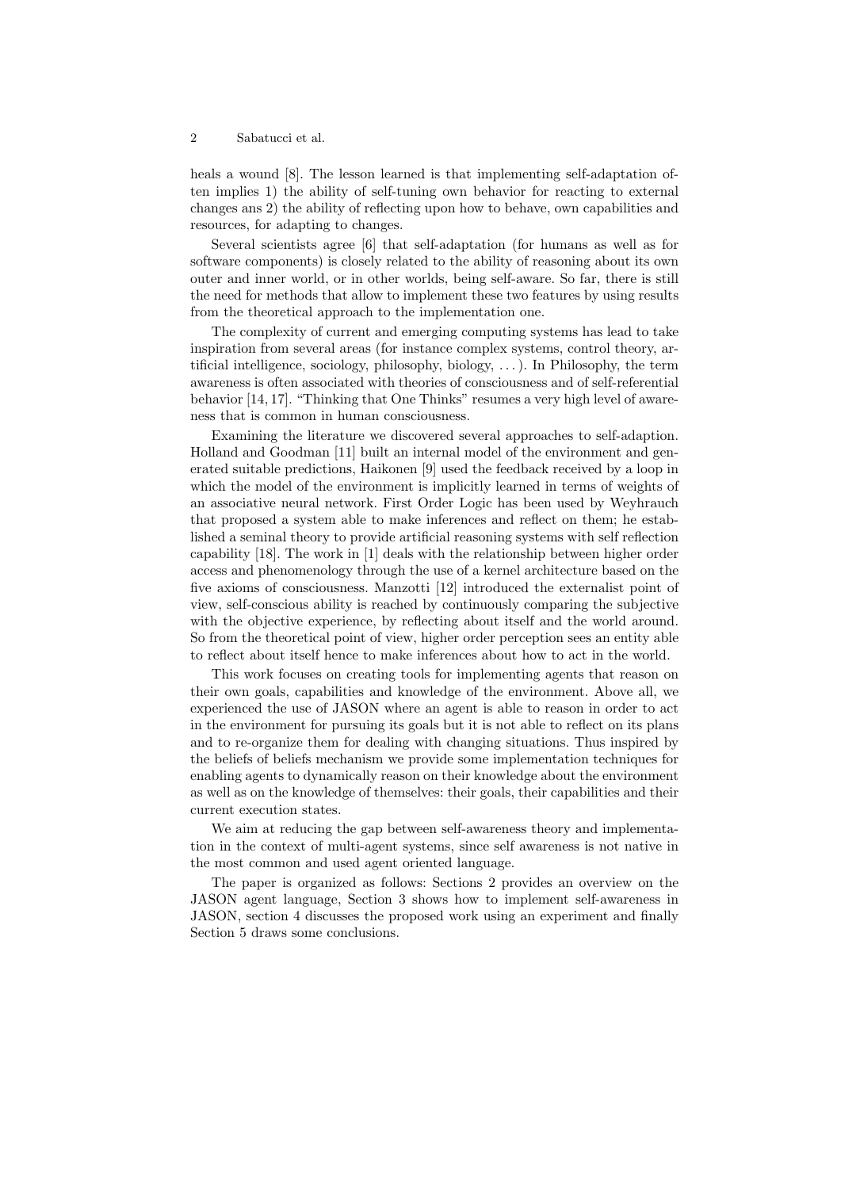heals a wound [8]. The lesson learned is that implementing self-adaptation often implies 1) the ability of self-tuning own behavior for reacting to external changes ans 2) the ability of reflecting upon how to behave, own capabilities and resources, for adapting to changes.

Several scientists agree [6] that self-adaptation (for humans as well as for software components) is closely related to the ability of reasoning about its own outer and inner world, or in other worlds, being self-aware. So far, there is still the need for methods that allow to implement these two features by using results from the theoretical approach to the implementation one.

The complexity of current and emerging computing systems has lead to take inspiration from several areas (for instance complex systems, control theory, artificial intelligence, sociology, philosophy, biology, ...). In Philosophy, the term awareness is often associated with theories of consciousness and of self-referential behavior [14, 17]. "Thinking that One Thinks" resumes a very high level of awareness that is common in human consciousness.

Examining the literature we discovered several approaches to self-adaption. Holland and Goodman [11] built an internal model of the environment and generated suitable predictions, Haikonen [9] used the feedback received by a loop in which the model of the environment is implicitly learned in terms of weights of an associative neural network. First Order Logic has been used by Weyhrauch that proposed a system able to make inferences and reflect on them; he established a seminal theory to provide artificial reasoning systems with self reflection capability [18]. The work in [1] deals with the relationship between higher order access and phenomenology through the use of a kernel architecture based on the five axioms of consciousness. Manzotti [12] introduced the externalist point of view, self-conscious ability is reached by continuously comparing the subjective with the objective experience, by reflecting about itself and the world around. So from the theoretical point of view, higher order perception sees an entity able to reflect about itself hence to make inferences about how to act in the world.

This work focuses on creating tools for implementing agents that reason on their own goals, capabilities and knowledge of the environment. Above all, we experienced the use of JASON where an agent is able to reason in order to act in the environment for pursuing its goals but it is not able to reflect on its plans and to re-organize them for dealing with changing situations. Thus inspired by the beliefs of beliefs mechanism we provide some implementation techniques for enabling agents to dynamically reason on their knowledge about the environment as well as on the knowledge of themselves: their goals, their capabilities and their current execution states.

We aim at reducing the gap between self-awareness theory and implementation in the context of multi-agent systems, since self awareness is not native in the most common and used agent oriented language.

The paper is organized as follows: Sections 2 provides an overview on the JASON agent language, Section 3 shows how to implement self-awareness in JASON, section 4 discusses the proposed work using an experiment and finally Section 5 draws some conclusions.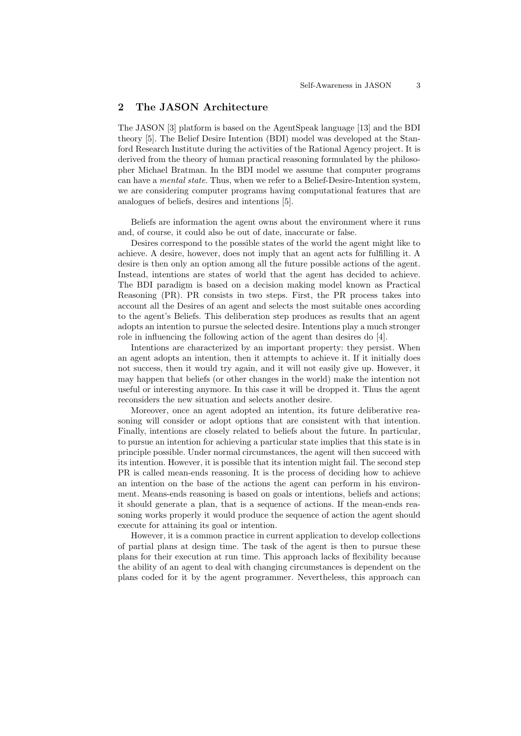## 2 The JASON Architecture

The JASON [3] platform is based on the AgentSpeak language [13] and the BDI theory [5]. The Belief Desire Intention (BDI) model was developed at the Stanford Research Institute during the activities of the Rational Agency project. It is derived from the theory of human practical reasoning formulated by the philosopher Michael Bratman. In the BDI model we assume that computer programs can have a *mental state*. Thus, when we refer to a Belief-Desire-Intention system, we are considering computer programs having computational features that are analogues of beliefs, desires and intentions [5].

Beliefs are information the agent owns about the environment where it runs and, of course, it could also be out of date, inaccurate or false.

Desires correspond to the possible states of the world the agent might like to achieve. A desire, however, does not imply that an agent acts for fulfilling it. A desire is then only an option among all the future possible actions of the agent. Instead, intentions are states of world that the agent has decided to achieve. The BDI paradigm is based on a decision making model known as Practical Reasoning (PR). PR consists in two steps. First, the PR process takes into account all the Desires of an agent and selects the most suitable ones according to the agent's Beliefs. This deliberation step produces as results that an agent adopts an intention to pursue the selected desire. Intentions play a much stronger role in influencing the following action of the agent than desires do [4].

Intentions are characterized by an important property: they persist. When an agent adopts an intention, then it attempts to achieve it. If it initially does not success, then it would try again, and it will not easily give up. However, it may happen that beliefs (or other changes in the world) make the intention not useful or interesting anymore. In this case it will be dropped it. Thus the agent reconsiders the new situation and selects another desire.

Moreover, once an agent adopted an intention, its future deliberative reasoning will consider or adopt options that are consistent with that intention. Finally, intentions are closely related to beliefs about the future. In particular, to pursue an intention for achieving a particular state implies that this state is in principle possible. Under normal circumstances, the agent will then succeed with its intention. However, it is possible that its intention might fail. The second step PR is called mean-ends reasoning. It is the process of deciding how to achieve an intention on the base of the actions the agent can perform in his environment. Means-ends reasoning is based on goals or intentions, beliefs and actions; it should generate a plan, that is a sequence of actions. If the mean-ends reasoning works properly it would produce the sequence of action the agent should execute for attaining its goal or intention.

However, it is a common practice in current application to develop collections of partial plans at design time. The task of the agent is then to pursue these plans for their execution at run time. This approach lacks of flexibility because the ability of an agent to deal with changing circumstances is dependent on the plans coded for it by the agent programmer. Nevertheless, this approach can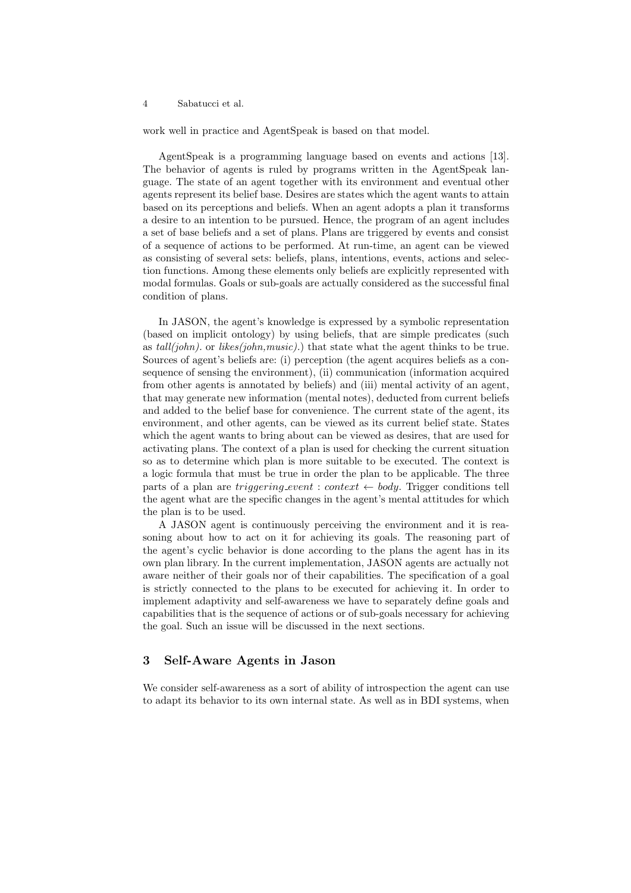work well in practice and AgentSpeak is based on that model.

AgentSpeak is a programming language based on events and actions [13]. The behavior of agents is ruled by programs written in the AgentSpeak language. The state of an agent together with its environment and eventual other agents represent its belief base. Desires are states which the agent wants to attain based on its perceptions and beliefs. When an agent adopts a plan it transforms a desire to an intention to be pursued. Hence, the program of an agent includes a set of base beliefs and a set of plans. Plans are triggered by events and consist of a sequence of actions to be performed. At run-time, an agent can be viewed as consisting of several sets: beliefs, plans, intentions, events, actions and selection functions. Among these elements only beliefs are explicitly represented with modal formulas. Goals or sub-goals are actually considered as the successful final condition of plans.

In JASON, the agent's knowledge is expressed by a symbolic representation (based on implicit ontology) by using beliefs, that are simple predicates (such as *tall(john).* or *likes(john,music).*) that state what the agent thinks to be true. Sources of agent's beliefs are: (i) perception (the agent acquires beliefs as a consequence of sensing the environment), (ii) communication (information acquired from other agents is annotated by beliefs) and (iii) mental activity of an agent, that may generate new information (mental notes), deducted from current beliefs and added to the belief base for convenience. The current state of the agent, its environment, and other agents, can be viewed as its current belief state. States which the agent wants to bring about can be viewed as desires, that are used for activating plans. The context of a plan is used for checking the current situation so as to determine which plan is more suitable to be executed. The context is a logic formula that must be true in order the plan to be applicable. The three parts of a plan are *triggering_event* : *context* $\leftarrow$ *body*. Trigger conditions tell the agent what are the specific changes in the agent's mental attitudes for which the plan is to be used.

A JASON agent is continuously perceiving the environment and it is reasoning about how to act on it for achieving its goals. The reasoning part of the agent's cyclic behavior is done according to the plans the agent has in its own plan library. In the current implementation, JASON agents are actually not aware neither of their goals nor of their capabilities. The specification of a goal is strictly connected to the plans to be executed for achieving it. In order to implement adaptivity and self-awareness we have to separately define goals and capabilities that is the sequence of actions or of sub-goals necessary for achieving the goal. Such an issue will be discussed in the next sections.

## 3 Self-Aware Agents in Jason

We consider self-awareness as a sort of ability of introspection the agent can use to adapt its behavior to its own internal state. As well as in BDI systems, when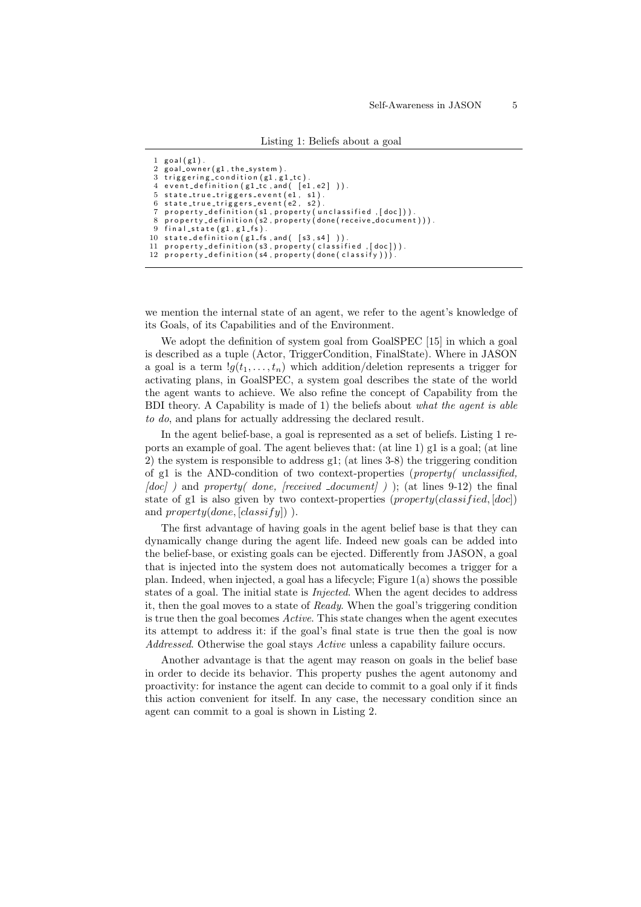Listing 1: Beliefs about a goal

```
1  goal(g1).
2  goal_owner(g1,the_system).
3  triggering_condition(g1,g1_tc).
4  event_definition(g1_tc,and( [e1,e2] )).
5  state_true_triggers_event(e1, s1).
6  state_true_triggers_event(e2, s2).
7  property_definition(s1,property(unclassified ,[doc])).
8  property_definition(s2,property(done(receive_document))).
9  final_state(g1,g1_fs).
10 state_definition(g1_fs,and( [s3,s4] )).
11 property_definition(s3,property(classified ,[doc])).
12 property_definition(s4,property(done(classify))).
```

we mention the internal state of an agent, we refer to the agent's knowledge of its Goals, of its Capabilities and of the Environment.

We adopt the definition of system goal from GoalSPEC [15] in which a goal is described as a tuple (Actor, TriggerCondition, FinalState). Where in JASON a goal is a term $!g(t_1, \dots, t_n)$ which addition/deletion represents a trigger for activating plans, in GoalSPEC, a system goal describes the state of the world the agent wants to achieve. We also refine the concept of Capability from the BDI theory. A Capability is made of 1) the beliefs about *what the agent is able to do*, and plans for actually addressing the declared result.

In the agent belief-base, a goal is represented as a set of beliefs. Listing 1 reports an example of goal. The agent believes that: (at line 1) g1 is a goal; (at line 2) the system is responsible to address g1; (at lines 3-8) the triggering condition of g1 is the AND-condition of two context-properties (*property( unclassified, [doc] )* and *property( done, [received _document] )* ); (at lines 9-12) the final state of g1 is also given by two context-properties ($property(classified, [doc])$ and $property(done, [classify])$ ).

The first advantage of having goals in the agent belief base is that they can dynamically change during the agent life. Indeed new goals can be added into the belief-base, or existing goals can be ejected. Differently from JASON, a goal that is injected into the system does not automatically becomes a trigger for a plan. Indeed, when injected, a goal has a lifecycle; Figure 1(a) shows the possible states of a goal. The initial state is *Injected*. When the agent decides to address it, then the goal moves to a state of *Ready*. When the goal's triggering condition is true then the goal becomes *Active*. This state changes when the agent executes its attempt to address it: if the goal's final state is true then the goal is now *Addressed*. Otherwise the goal stays *Active* unless a capability failure occurs.

Another advantage is that the agent may reason on goals in the belief base in order to decide its behavior. This property pushes the agent autonomy and proactivity: for instance the agent can decide to commit to a goal only if it finds this action convenient for itself. In any case, the necessary condition since an agent can commit to a goal is shown in Listing 2.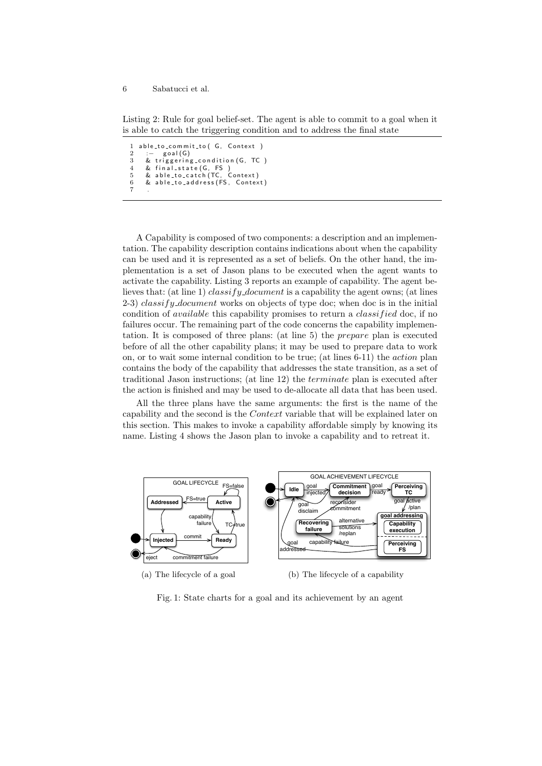Listing 2: Rule for goal belief-set. The agent is able to commit to a goal when it is able to catch the triggering condition and to address the final state

```
1 able_to_commit_to( G, Context )
2   :-  goal(G)
3   & triggering_condition(G, TC )
4   & final_state(G, FS )
5   & able_to_catch(TC, Context)
6   & able_to_address(FS, Context)
7   .
```

A Capability is composed of two components: a description and an implementation. The capability description contains indications about when the capability can be used and it is represented as a set of beliefs. On the other hand, the implementation is a set of Jason plans to be executed when the agent wants to activate the capability. Listing 3 reports an example of capability. The agent believes that: (at line 1) *classify_document* is a capability the agent owns; (at lines 2-3) *classify_document* works on objects of type doc; when doc is in the initial condition of *available* this capability promises to return a *classified* doc, if no failures occur. The remaining part of the code concerns the capability implementation. It is composed of three plans: (at line 5) the *prepare* plan is executed before of all the other capability plans; it may be used to prepare data to work on, or to wait some internal condition to be true; (at lines 6-11) the *action* plan contains the body of the capability that addresses the state transition, as a set of traditional Jason instructions; (at line 12) the *terminate* plan is executed after the action is finished and may be used to de-allocate all data that has been used.

All the three plans have the same arguments: the first is the name of the capability and the second is the *Context* variable that will be explained later on this section. This makes to invoke a capability affordable simply by knowing its name. Listing 4 shows the Jason plan to invoke a capability and to retreat it.

(a) The lifecycle of a goal

(b) The lifecycle of a capability

Fig. 1: State charts for a goal and its achievement by an agent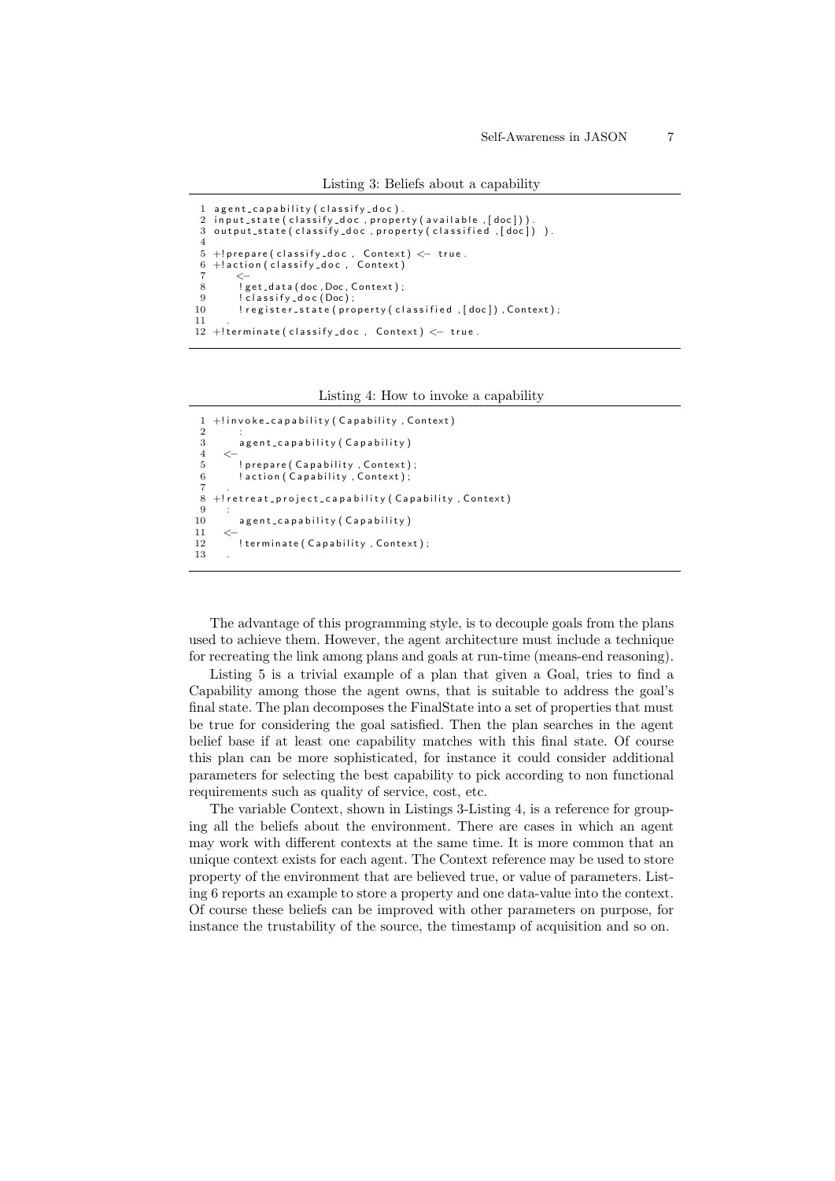Listing 3: Beliefs about a capability

```
1  agent_capability(classify_doc).
2  input_state(classify_doc, property(available,[doc])).
3  output_state(classify_doc, property(classified,[doc]) ).
4
5  +!prepare(classify_doc, Context) <- true.
6  +!action(classify_doc, Context)
7      <-
8      !get_data(doc,Doc,Context);
9      !classify_doc(Doc);
10     !register_state(property(classified,[doc]),Context);
11     .
12 +!terminate(classify_doc, Context) <- true.
```

Listing 4: How to invoke a capability

```
1  +!invoke_capability(Capability,Context)
2      :
3      agent_capability(Capability)
4    <-
5      !prepare(Capability,Context);
6      !action(Capability,Context);
7    .
8  +!retreat_project_capability(Capability,Context)
9    :
10     agent_capability(Capability)
11   <-
12     !terminate(Capability,Context);
13   .
```

The advantage of this programming style, is to decouple goals from the plans used to achieve them. However, the agent architecture must include a technique for recreating the link among plans and goals at run-time (means-end reasoning).

Listing 5 is a trivial example of a plan that given a Goal, tries to find a Capability among those the agent owns, that is suitable to address the goal's final state. The plan decomposes the FinalState into a set of properties that must be true for considering the goal satisfied. Then the plan searches in the agent belief base if at least one capability matches with this final state. Of course this plan can be more sophisticated, for instance it could consider additional parameters for selecting the best capability to pick according to non functional requirements such as quality of service, cost, etc.

The variable Context, shown in Listings 3-Listing 4, is a reference for grouping all the beliefs about the environment. There are cases in which an agent may work with different contexts at the same time. It is more common that an unique context exists for each agent. The Context reference may be used to store property of the environment that are believed true, or value of parameters. Listing 6 reports an example to store a property and one data-value into the context. Of course these beliefs can be improved with other parameters on purpose, for instance the trustability of the source, the timestamp of acquisition and so on.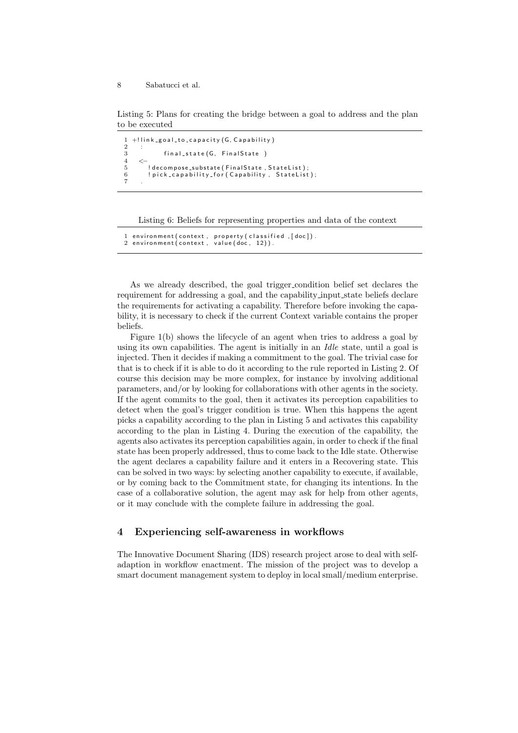Listing 5: Plans for creating the bridge between a goal to address and the plan to be executed

```
1 +!link_goal_to_capacity(G, Capability)
2   :
3         final_state(G, FinalState )
4   <-
5     !decompose_substate(FinalState, StateList);
6     !pick_capability_for(Capability, StateList);
7   .
```

Listing 6: Beliefs for representing properties and data of the context

```
1 environment(context, property(classified ,[doc]).
2 environment(context, value(doc, 12)).
```

As we already described, the goal trigger_condition belief set declares the requirement for addressing a goal, and the capability_input_state beliefs declare the requirements for activating a capability. Therefore before invoking the capability, it is necessary to check if the current Context variable contains the proper beliefs.

Figure 1(b) shows the lifecycle of an agent when tries to address a goal by using its own capabilities. The agent is initially in an *Idle* state, until a goal is injected. Then it decides if making a commitment to the goal. The trivial case for that is to check if it is able to do it according to the rule reported in Listing 2. Of course this decision may be more complex, for instance by involving additional parameters, and/or by looking for collaborations with other agents in the society. If the agent commits to the goal, then it activates its perception capabilities to detect when the goal's trigger condition is true. When this happens the agent picks a capability according to the plan in Listing 5 and activates this capability according to the plan in Listing 4. During the execution of the capability, the agents also activates its perception capabilities again, in order to check if the final state has been properly addressed, thus to come back to the Idle state. Otherwise the agent declares a capability failure and it enters in a Recovering state. This can be solved in two ways: by selecting another capability to execute, if available, or by coming back to the Commitment state, for changing its intentions. In the case of a collaborative solution, the agent may ask for help from other agents, or it may conclude with the complete failure in addressing the goal.

## 4 Experiencing self-awareness in workflows

The Innovative Document Sharing (IDS) research project arose to deal with self-adaption in workflow enactment. The mission of the project was to develop a smart document management system to deploy in local small/medium enterprise.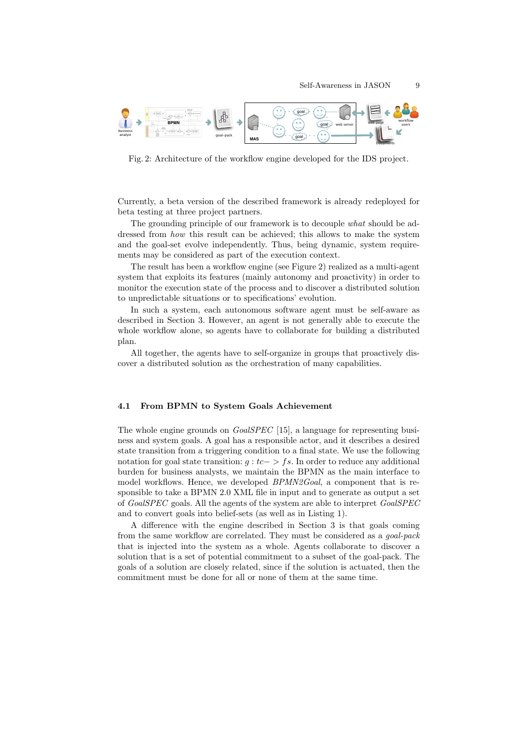Fig. 2: Architecture of the workflow engine developed for the IDS project.

Currently, a beta version of the described framework is already redeployed for beta testing at three project partners.

The grounding principle of our framework is to decouple *what* should be addressed from *how* this result can be achieved; this allows to make the system and the goal-set evolve independently. Thus, being dynamic, system requirements may be considered as part of the execution context.

The result has been a workflow engine (see Figure 2) realized as a multi-agent system that exploits its features (mainly autonomy and proactivity) in order to monitor the execution state of the process and to discover a distributed solution to unpredictable situations or to specifications' evolution.

In such a system, each autonomous software agent must be self-aware as described in Section 3. However, an agent is not generally able to execute the whole workflow alone, so agents have to collaborate for building a distributed plan.

All together, the agents have to self-organize in groups that proactively discover a distributed solution as the orchestration of many capabilities.

### 4.1 From BPMN to System Goals Achievement

The whole engine grounds on *GoalSPEC* [15], a language for representing business and system goals. A goal has a responsible actor, and it describes a desired state transition from a triggering condition to a final state. We use the following notation for goal state transition: $g : tc- > fs$. In order to reduce any additional burden for business analysts, we maintain the BPMN as the main interface to model workflows. Hence, we developed *BPMN2Goal*, a component that is responsible to take a BPMN 2.0 XML file in input and to generate as output a set of *GoalSPEC* goals. All the agents of the system are able to interpret *GoalSPEC* and to convert goals into belief-sets (as well as in Listing 1).

A difference with the engine described in Section 3 is that goals coming from the same workflow are correlated. They must be considered as a *goal-pack* that is injected into the system as a whole. Agents collaborate to discover a solution that is a set of potential commitment to a subset of the goal-pack. The goals of a solution are closely related, since if the solution is actuated, then the commitment must be done for all or none of them at the same time.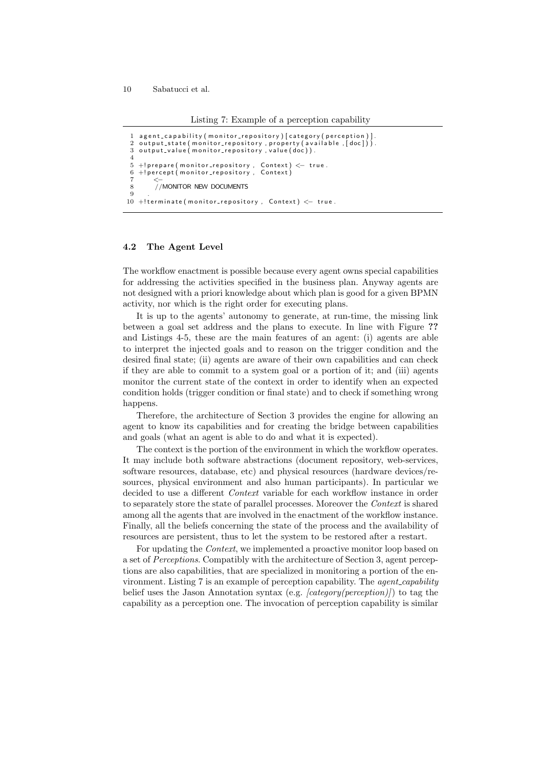Listing 7: Example of a perception capability

```
1  agent_capability(monitor_repository)[category(perception)].
2  output_state(monitor_repository, property(available, [doc])).
3  output_value(monitor_repository, value(doc)).
4
5  +!prepare(monitor_repository, Context) <- true.
6  +!percept(monitor_repository, Context)
7      <-
8      //MONITOR NEW DOCUMENTS
9      .
10 +!terminate(monitor_repository, Context) <- true.
```

### 4.2 The Agent Level

The workflow enactment is possible because every agent owns special capabilities for addressing the activities specified in the business plan. Anyway agents are not designed with a priori knowledge about which plan is good for a given BPMN activity, nor which is the right order for executing plans.

It is up to the agents' autonomy to generate, at run-time, the missing link between a goal set address and the plans to execute. In line with Figure **??** and Listings 4-5, these are the main features of an agent: (i) agents are able to interpret the injected goals and to reason on the trigger condition and the desired final state; (ii) agents are aware of their own capabilities and can check if they are able to commit to a system goal or a portion of it; and (iii) agents monitor the current state of the context in order to identify when an expected condition holds (trigger condition or final state) and to check if something wrong happens.

Therefore, the architecture of Section 3 provides the engine for allowing an agent to know its capabilities and for creating the bridge between capabilities and goals (what an agent is able to do and what it is expected).

The context is the portion of the environment in which the workflow operates. It may include both software abstractions (document repository, web-services, software resources, database, etc) and physical resources (hardware devices/resources, physical environment and also human participants). In particular we decided to use a different *Context* variable for each workflow instance in order to separately store the state of parallel processes. Moreover the *Context* is shared among all the agents that are involved in the enactment of the workflow instance. Finally, all the beliefs concerning the state of the process and the availability of resources are persistent, thus to let the system to be restored after a restart.

For updating the *Context*, we implemented a proactive monitor loop based on a set of *Perceptions*. Compatibly with the architecture of Section 3, agent perceptions are also capabilities, that are specialized in monitoring a portion of the environment. Listing 7 is an example of perception capability. The *agent_capability* belief uses the Jason Annotation syntax (e.g. *[category(perception)]*) to tag the capability as a perception one. The invocation of perception capability is similar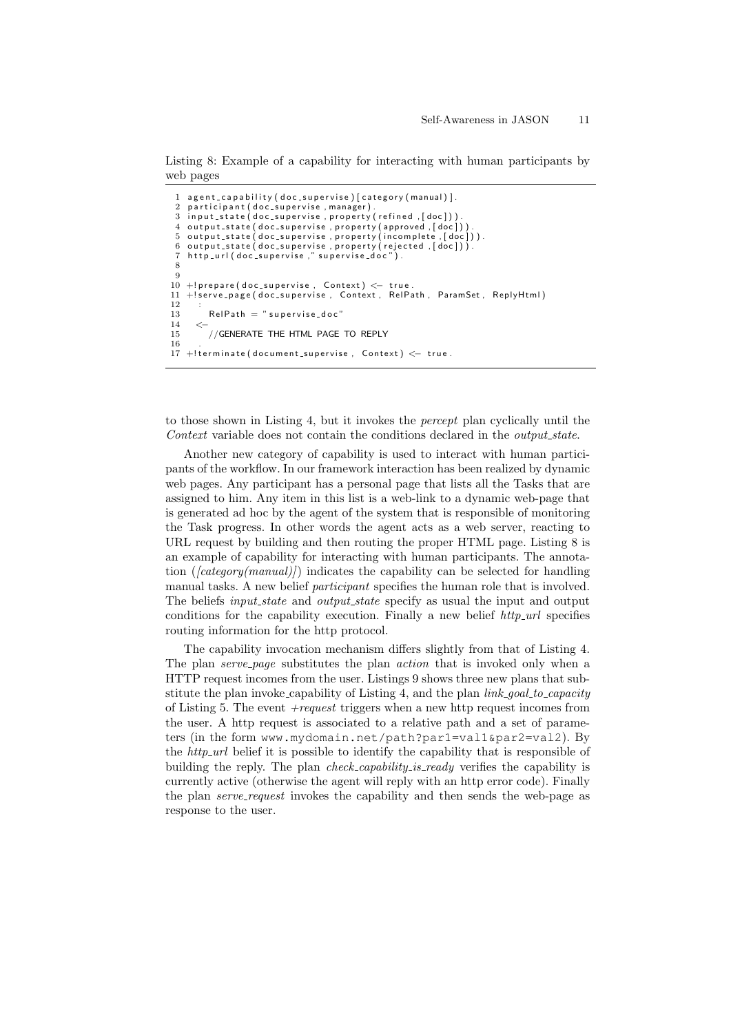Listing 8: Example of a capability for interacting with human participants by web pages

```
1  agent_capability(doc_supervise)[category(manual)].
2  participant(doc_supervise,manager).
3  input_state(doc_supervise,property(refined,[doc])).
4  output_state(doc_supervise,property(approved,[doc])).
5  output_state(doc_supervise,property(incomplete,[doc])).
6  output_state(doc_supervise,property(rejected,[doc])).
7  http_url(doc_supervise,"supervise_doc").
8
9
10 +!prepare(doc_supervise, Context) <- true.
11 +!serve_page(doc_supervise, Context, RelPath, ParamSet, ReplyHtml)
12    :
13      RelPath = "supervise_doc"
14    <-
15      //GENERATE THE HTML PAGE TO REPLY
16    .
17 +!terminate(document_supervise, Context) <- true.
```

to those shown in Listing 4, but it invokes the *percept* plan cyclically until the *Context* variable does not contain the conditions declared in the *output_state*.

Another new category of capability is used to interact with human participants of the workflow. In our framework interaction has been realized by dynamic web pages. Any participant has a personal page that lists all the Tasks that are assigned to him. Any item in this list is a web-link to a dynamic web-page that is generated ad hoc by the agent of the system that is responsible of monitoring the Task progress. In other words the agent acts as a web server, reacting to URL request by building and then routing the proper HTML page. Listing 8 is an example of capability for interacting with human participants. The annotation (*[category(manual)]*) indicates the capability can be selected for handling manual tasks. A new belief *participant* specifies the human role that is involved. The beliefs *input_state* and *output_state* specify as usual the input and output conditions for the capability execution. Finally a new belief *http_url* specifies routing information for the http protocol.

The capability invocation mechanism differs slightly from that of Listing 4. The plan *serve_page* substitutes the plan *action* that is invoked only when a HTTP request incomes from the user. Listings 9 shows three new plans that substitute the plan invoke_capability of Listing 4, and the plan *link_goal_to_capacity* of Listing 5. The event *+request* triggers when a new http request incomes from the user. A http request is associated to a relative path and a set of parameters (in the form `www.mydomain.net/path?par1=val1&par2=val2`). By the *http_url* belief it is possible to identify the capability that is responsible of building the reply. The plan *check_capability_is_ready* verifies the capability is currently active (otherwise the agent will reply with an http error code). Finally the plan *serve_request* invokes the capability and then sends the web-page as response to the user.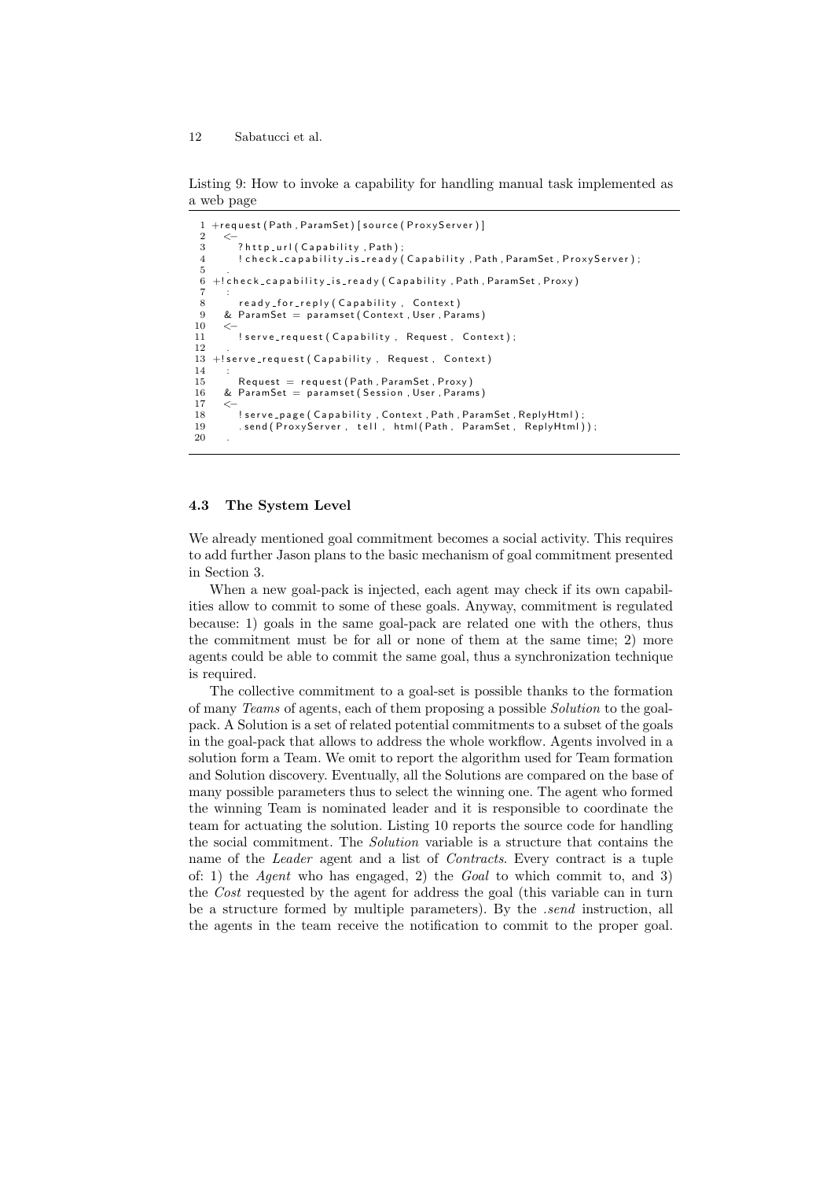Listing 9: How to invoke a capability for handling manual task implemented as a web page

```
1  +request(Path,ParamSet)[source(ProxyServer)]
2    <-
3      ?http_url(Capability,Path);
4      !check_capability_is_ready(Capability,Path,ParamSet,ProxyServer);
5    .
6  +!check_capability_is_ready(Capability,Path,ParamSet,Proxy)
7    :
8      ready_for_reply(Capability, Context)
9    & ParamSet = paramset(Context,User,Params)
10   <-
11     !serve_request(Capability, Request, Context);
12   .
13 +!serve_request(Capability, Request, Context)
14   :
15     Request = request(Path,ParamSet,Proxy)
16   & ParamSet = paramset(Session,User,Params)
17   <-
18     !serve_page(Capability,Context,Path,ParamSet,ReplyHtml);
19     .send(ProxyServer, tell, html(Path, ParamSet, ReplyHtml));
20   .
```

### 4.3 The System Level

We already mentioned goal commitment becomes a social activity. This requires to add further Jason plans to the basic mechanism of goal commitment presented in Section 3.

When a new goal-pack is injected, each agent may check if its own capabilities allow to commit to some of these goals. Anyway, commitment is regulated because: 1) goals in the same goal-pack are related one with the others, thus the commitment must be for all or none of them at the same time; 2) more agents could be able to commit the same goal, thus a synchronization technique is required.

The collective commitment to a goal-set is possible thanks to the formation of many *Teams* of agents, each of them proposing a possible *Solution* to the goal-pack. A Solution is a set of related potential commitments to a subset of the goals in the goal-pack that allows to address the whole workflow. Agents involved in a solution form a Team. We omit to report the algorithm used for Team formation and Solution discovery. Eventually, all the Solutions are compared on the base of many possible parameters thus to select the winning one. The agent who formed the winning Team is nominated leader and it is responsible to coordinate the team for actuating the solution. Listing 10 reports the source code for handling the social commitment. The *Solution* variable is a structure that contains the name of the *Leader* agent and a list of *Contracts*. Every contract is a tuple of: 1) the *Agent* who has engaged, 2) the *Goal* to which commit to, and 3) the *Cost* requested by the agent for address the goal (this variable can in turn be a structure formed by multiple parameters). By the *.send* instruction, all the agents in the team receive the notification to commit to the proper goal.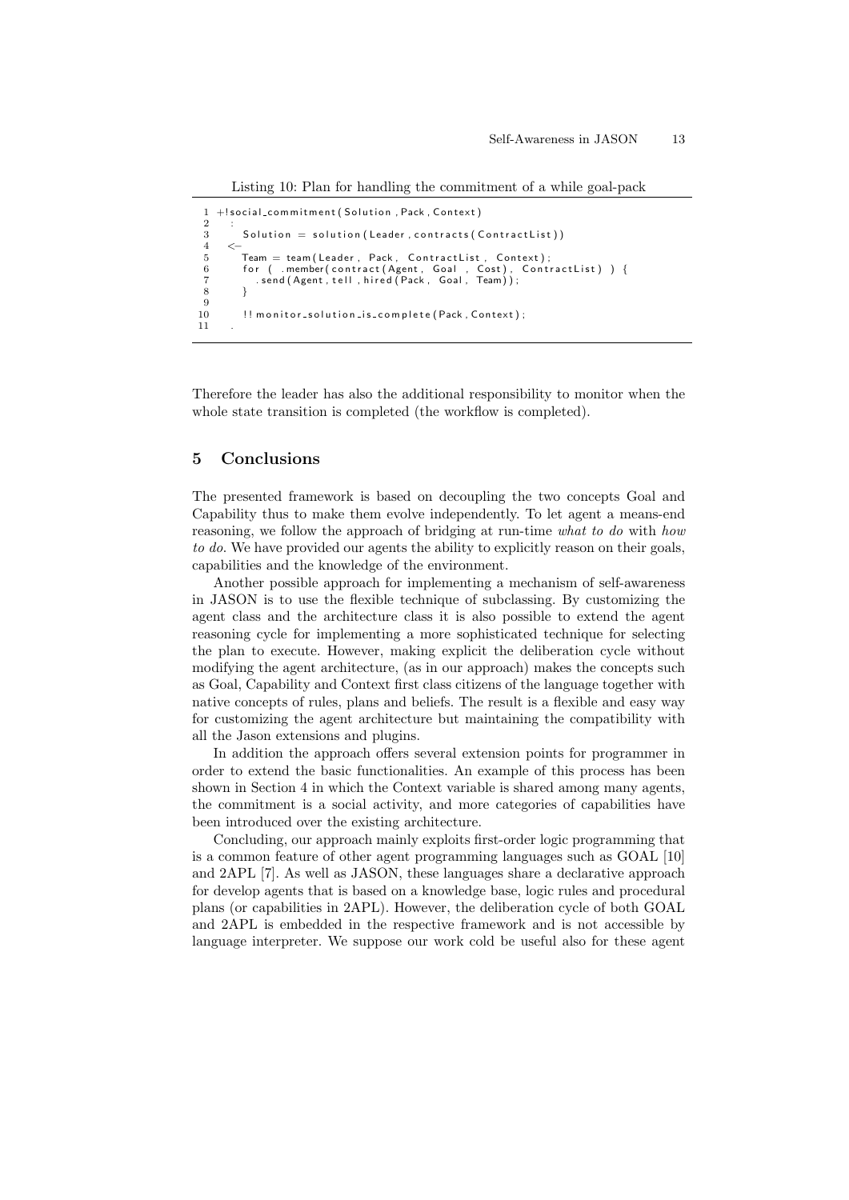Listing 10: Plan for handling the commitment of a while goal-pack

```
1  +!social_commitment(Solution, Pack, Context)
2     :
3        Solution = solution(Leader, contracts(ContractList))
4     <-
5        Team = team(Leader, Pack, ContractList, Context);
6        for ( .member(contract(Agent, Goal , Cost), ContractList) ) {
7           .send(Agent, tell, hired(Pack, Goal, Team));
8        }
9
10       !!monitor_solution_is_complete(Pack, Context);
11    .
```

Therefore the leader has also the additional responsibility to monitor when the whole state transition is completed (the workflow is completed).

## 5 Conclusions

The presented framework is based on decoupling the two concepts Goal and Capability thus to make them evolve independently. To let agent a means-end reasoning, we follow the approach of bridging at run-time *what to do* with *how to do*. We have provided our agents the ability to explicitly reason on their goals, capabilities and the knowledge of the environment.

Another possible approach for implementing a mechanism of self-awareness in JASON is to use the flexible technique of subclassing. By customizing the agent class and the architecture class it is also possible to extend the agent reasoning cycle for implementing a more sophisticated technique for selecting the plan to execute. However, making explicit the deliberation cycle without modifying the agent architecture, (as in our approach) makes the concepts such as Goal, Capability and Context first class citizens of the language together with native concepts of rules, plans and beliefs. The result is a flexible and easy way for customizing the agent architecture but maintaining the compatibility with all the Jason extensions and plugins.

In addition the approach offers several extension points for programmer in order to extend the basic functionalities. An example of this process has been shown in Section 4 in which the Context variable is shared among many agents, the commitment is a social activity, and more categories of capabilities have been introduced over the existing architecture.

Concluding, our approach mainly exploits first-order logic programming that is a common feature of other agent programming languages such as GOAL [10] and 2APL [7]. As well as JASON, these languages share a declarative approach for develop agents that is based on a knowledge base, logic rules and procedural plans (or capabilities in 2APL). However, the deliberation cycle of both GOAL and 2APL is embedded in the respective framework and is not accessible by language interpreter. We suppose our work cold be useful also for these agent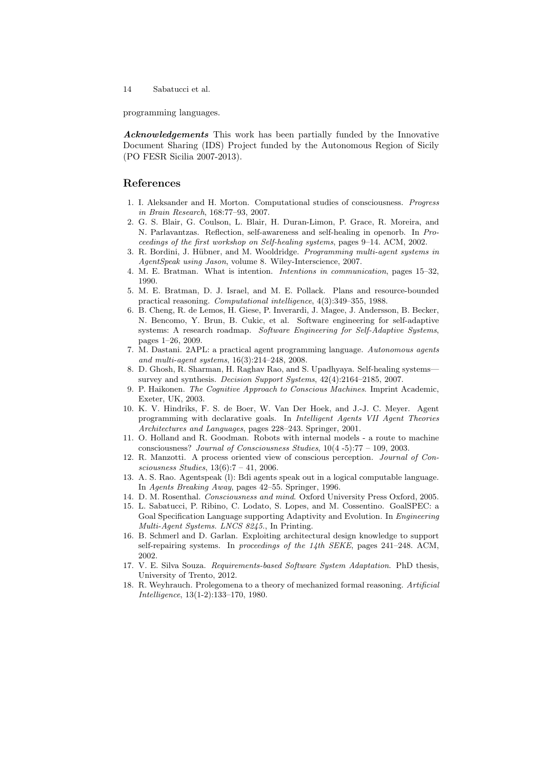programming languages.

***Acknowledgements*** This work has been partially funded by the Innovative Document Sharing (IDS) Project funded by the Autonomous Region of Sicily (PO FESR Sicilia 2007-2013).

## References

1. I. Aleksander and H. Morton. Computational studies of consciousness. *Progress in Brain Research*, 168:77–93, 2007.
2. G. S. Blair, G. Coulson, L. Blair, H. Duran-Limon, P. Grace, R. Moreira, and N. Parlavantzas. Reflection, self-awareness and self-healing in openorb. In *Proceedings of the first workshop on Self-healing systems*, pages 9–14. ACM, 2002.
3. R. Bordini, J. Hübner, and M. Wooldridge. *Programming multi-agent systems in AgentSpeak using Jason*, volume 8. Wiley-Interscience, 2007.
4. M. E. Bratman. What is intention. *Intentions in communication*, pages 15–32, 1990.
5. M. E. Bratman, D. J. Israel, and M. E. Pollack. Plans and resource-bounded practical reasoning. *Computational intelligence*, 4(3):349–355, 1988.
6. B. Cheng, R. de Lemos, H. Giese, P. Inverardi, J. Magee, J. Andersson, B. Becker, N. Bencomo, Y. Brun, B. Cukic, et al. Software engineering for self-adaptive systems: A research roadmap. *Software Engineering for Self-Adaptive Systems*, pages 1–26, 2009.
7. M. Dastani. 2APL: a practical agent programming language. *Autonomous agents and multi-agent systems*, 16(3):214–248, 2008.
8. D. Ghosh, R. Sharman, H. Raghav Rao, and S. Upadhyaya. Self-healing systems—survey and synthesis. *Decision Support Systems*, 42(4):2164–2185, 2007.
9. P. Haikonen. *The Cognitive Approach to Conscious Machines*. Imprint Academic, Exeter, UK, 2003.
10. K. V. Hindriks, F. S. de Boer, W. Van Der Hoek, and J.-J. C. Meyer. Agent programming with declarative goals. In *Intelligent Agents VII Agent Theories Architectures and Languages*, pages 228–243. Springer, 2001.
11. O. Holland and R. Goodman. Robots with internal models - a route to machine consciousness? *Journal of Consciousness Studies*, 10(4 -5):77 – 109, 2003.
12. R. Manzotti. A process oriented view of conscious perception. *Journal of Consciousness Studies*, 13(6):7 – 41, 2006.
13. A. S. Rao. Agentspeak (l): Bdi agents speak out in a logical computable language. In *Agents Breaking Away*, pages 42–55. Springer, 1996.
14. D. M. Rosenthal. *Consciousness and mind*. Oxford University Press Oxford, 2005.
15. L. Sabatucci, P. Ribino, C. Lodato, S. Lopes, and M. Cossentino. GoalSPEC: a Goal Specification Language supporting Adaptivity and Evolution. In *Engineering Multi-Agent Systems. LNCS 8245.*, In Printing.
16. B. Schmerl and D. Garlan. Exploiting architectural design knowledge to support self-repairing systems. In *proceedings of the 14th SEKE*, pages 241–248. ACM, 2002.
17. V. E. Silva Souza. *Requirements-based Software System Adaptation*. PhD thesis, University of Trento, 2012.
18. R. Weyhrauch. Prolegomena to a theory of mechanized formal reasoning. *Artificial Intelligence*, 13(1-2):133–170, 1980.